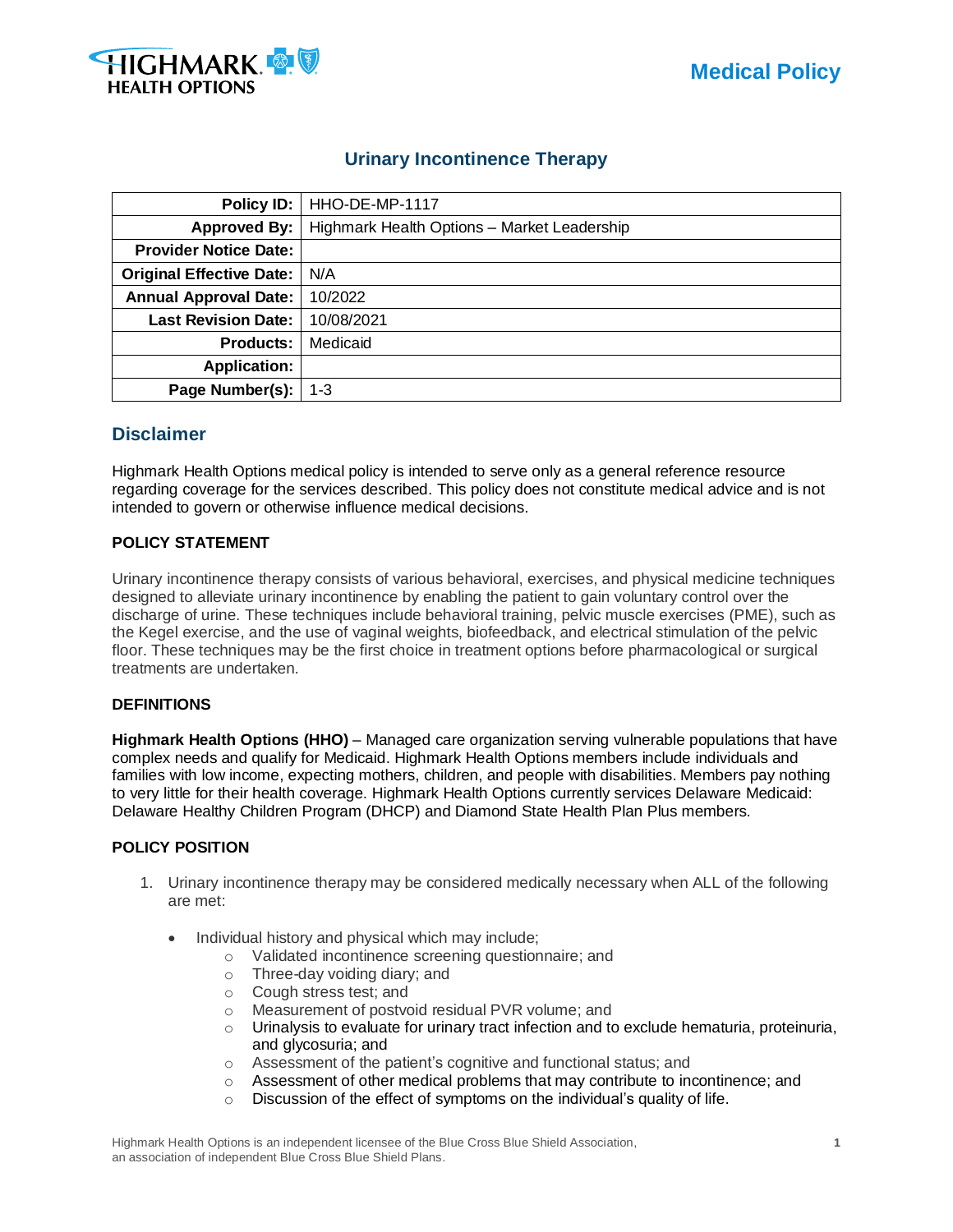Medical Policy

# Urinary Incontinence Therapy

| Policy ID: | HHO-DE-MP-1117 |
|---|---|
| Approved By: | Highmark Health Options – Market Leadership |
| Provider Notice Date: | |
| Original Effective Date: | N/A |
| Annual Approval Date: | 10/2022 |
| Last Revision Date: | 10/08/2021 |
| Products: | Medicaid |
| Application: | |
| Page Number(s): | 1-3 |

## Disclaimer

Highmark Health Options medical policy is intended to serve only as a general reference resource regarding coverage for the services described. This policy does not constitute medical advice and is not intended to govern or otherwise influence medical decisions.

### POLICY STATEMENT

Urinary incontinence therapy consists of various behavioral, exercises, and physical medicine techniques designed to alleviate urinary incontinence by enabling the patient to gain voluntary control over the discharge of urine. These techniques include behavioral training, pelvic muscle exercises (PME), such as the Kegel exercise, and the use of vaginal weights, biofeedback, and electrical stimulation of the pelvic floor. These techniques may be the first choice in treatment options before pharmacological or surgical treatments are undertaken.

### DEFINITIONS

**Highmark Health Options (HHO)** – Managed care organization serving vulnerable populations that have complex needs and qualify for Medicaid. Highmark Health Options members include individuals and families with low income, expecting mothers, children, and people with disabilities. Members pay nothing to very little for their health coverage. Highmark Health Options currently services Delaware Medicaid: Delaware Healthy Children Program (DHCP) and Diamond State Health Plan Plus members.

### POLICY POSITION

1. Urinary incontinence therapy may be considered medically necessary when ALL of the following are met:

   - Individual history and physical which may include;
     - Validated incontinence screening questionnaire; and
     - Three-day voiding diary; and
     - Cough stress test; and
     - Measurement of postvoid residual PVR volume; and
     - Urinalysis to evaluate for urinary tract infection and to exclude hematuria, proteinuria, and glycosuria; and
     - Assessment of the patient's cognitive and functional status; and
     - Assessment of other medical problems that may contribute to incontinence; and
     - Discussion of the effect of symptoms on the individual's quality of life.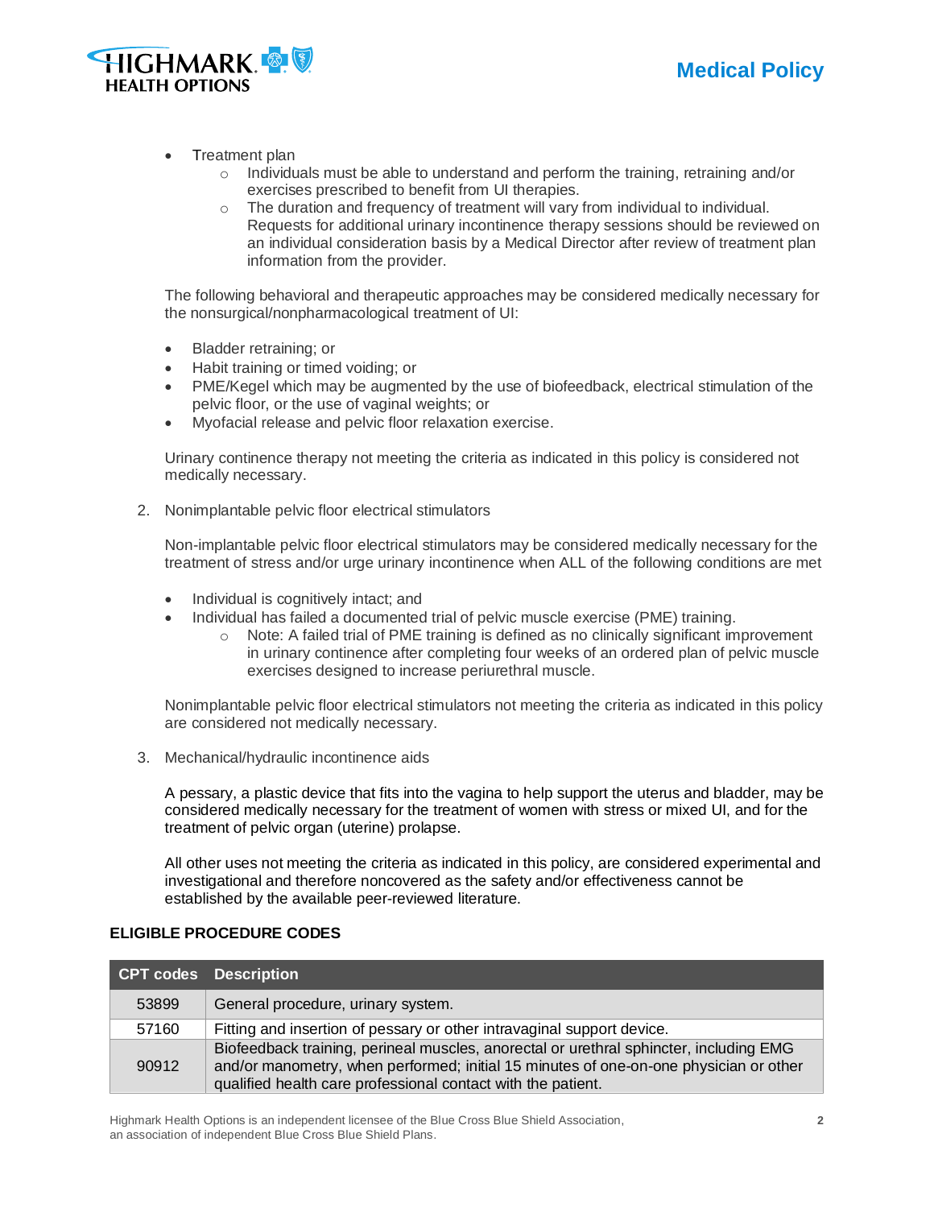- Treatment plan
    - Individuals must be able to understand and perform the training, retraining and/or exercises prescribed to benefit from UI therapies.
    - The duration and frequency of treatment will vary from individual to individual. Requests for additional urinary incontinence therapy sessions should be reviewed on an individual consideration basis by a Medical Director after review of treatment plan information from the provider.

The following behavioral and therapeutic approaches may be considered medically necessary for the nonsurgical/nonpharmacological treatment of UI:

- Bladder retraining; or
- Habit training or timed voiding; or
- PME/Kegel which may be augmented by the use of biofeedback, electrical stimulation of the pelvic floor, or the use of vaginal weights; or
- Myofacial release and pelvic floor relaxation exercise.

Urinary continence therapy not meeting the criteria as indicated in this policy is considered not medically necessary.

2. Nonimplantable pelvic floor electrical stimulators

Non-implantable pelvic floor electrical stimulators may be considered medically necessary for the treatment of stress and/or urge urinary incontinence when ALL of the following conditions are met

- Individual is cognitively intact; and
- Individual has failed a documented trial of pelvic muscle exercise (PME) training.
    - Note: A failed trial of PME training is defined as no clinically significant improvement in urinary continence after completing four weeks of an ordered plan of pelvic muscle exercises designed to increase periurethral muscle.

Nonimplantable pelvic floor electrical stimulators not meeting the criteria as indicated in this policy are considered not medically necessary.

3. Mechanical/hydraulic incontinence aids

A pessary, a plastic device that fits into the vagina to help support the uterus and bladder, may be considered medically necessary for the treatment of women with stress or mixed UI, and for the treatment of pelvic organ (uterine) prolapse.

All other uses not meeting the criteria as indicated in this policy, are considered experimental and investigational and therefore noncovered as the safety and/or effectiveness cannot be established by the available peer-reviewed literature.

**ELIGIBLE PROCEDURE CODES**

| CPT codes | Description |
|---|---|
| 53899 | General procedure, urinary system. |
| 57160 | Fitting and insertion of pessary or other intravaginal support device. |
| 90912 | Biofeedback training, perineal muscles, anorectal or urethral sphincter, including EMG and/or manometry, when performed; initial 15 minutes of one-on-one physician or other qualified health care professional contact with the patient. |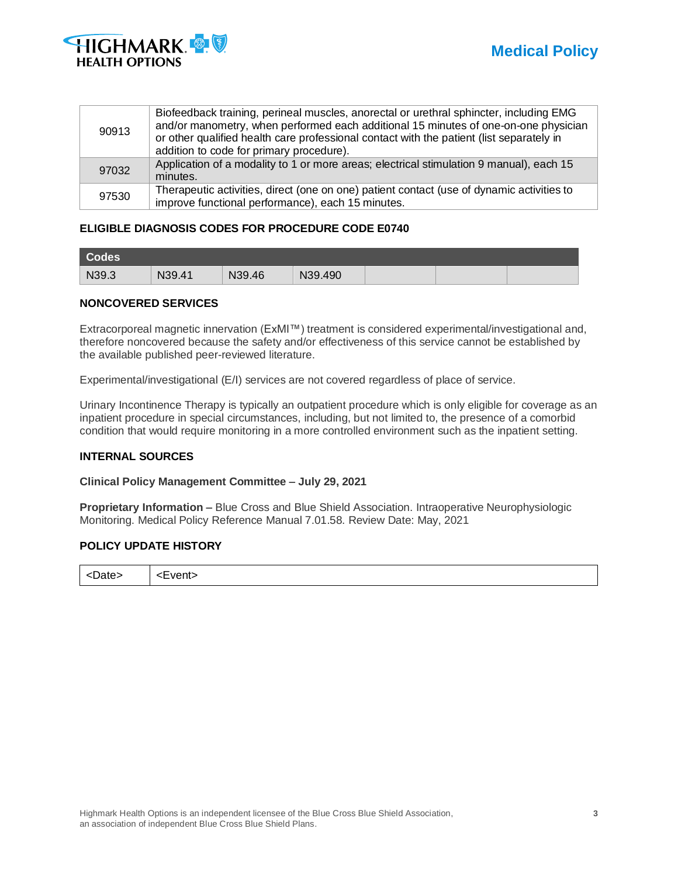| | |
|---|---|
| 90913 | Biofeedback training, perineal muscles, anorectal or urethral sphincter, including EMG and/or manometry, when performed each additional 15 minutes of one-on-one physician or other qualified health care professional contact with the patient (list separately in addition to code for primary procedure). |
| 97032 | Application of a modality to 1 or more areas; electrical stimulation 9 manual), each 15 minutes. |
| 97530 | Therapeutic activities, direct (one on one) patient contact (use of dynamic activities to improve functional performance), each 15 minutes. |

**ELIGIBLE DIAGNOSIS CODES FOR PROCEDURE CODE E0740**

| Codes | | | | | | |
|---|---|---|---|---|---|---|
| N39.3 | N39.41 | N39.46 | N39.490 | | | |

**NONCOVERED SERVICES**

Extracorporeal magnetic innervation (ExMI™) treatment is considered experimental/investigational and, therefore noncovered because the safety and/or effectiveness of this service cannot be established by the available published peer-reviewed literature.

Experimental/investigational (E/I) services are not covered regardless of place of service.

Urinary Incontinence Therapy is typically an outpatient procedure which is only eligible for coverage as an inpatient procedure in special circumstances, including, but not limited to, the presence of a comorbid condition that would require monitoring in a more controlled environment such as the inpatient setting.

**INTERNAL SOURCES**

**Clinical Policy Management Committee – July 29, 2021**

**Proprietary Information –** Blue Cross and Blue Shield Association. Intraoperative Neurophysiologic Monitoring. Medical Policy Reference Manual 7.01.58. Review Date: May, 2021

**POLICY UPDATE HISTORY**

| | |
|---|---|
| <Date> | <Event> |

Highmark Health Options is an independent licensee of the Blue Cross Blue Shield Association, an association of independent Blue Cross Blue Shield Plans.